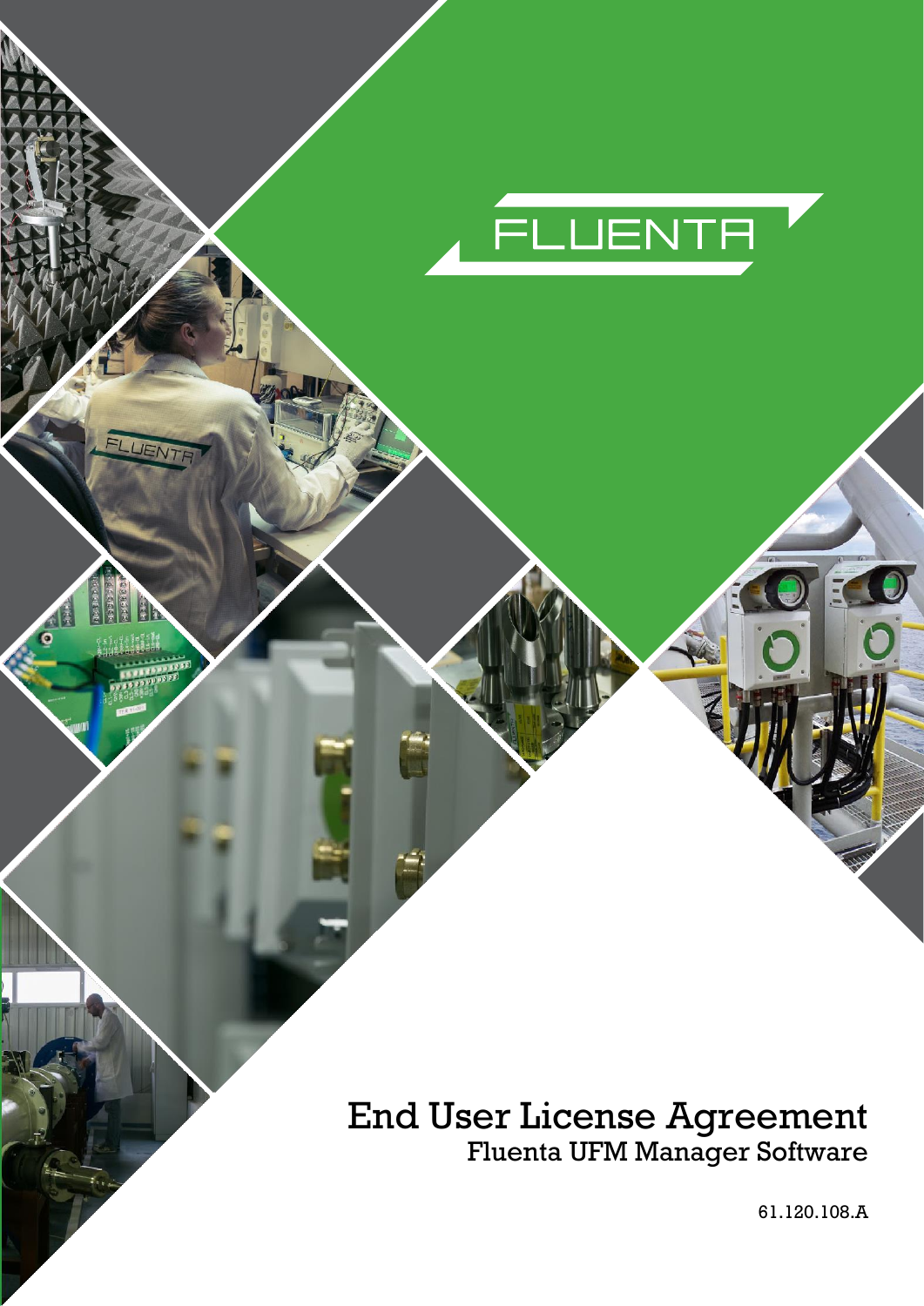# End User License Agreement

## Fluenta UFM Manager Software

61.120.108.A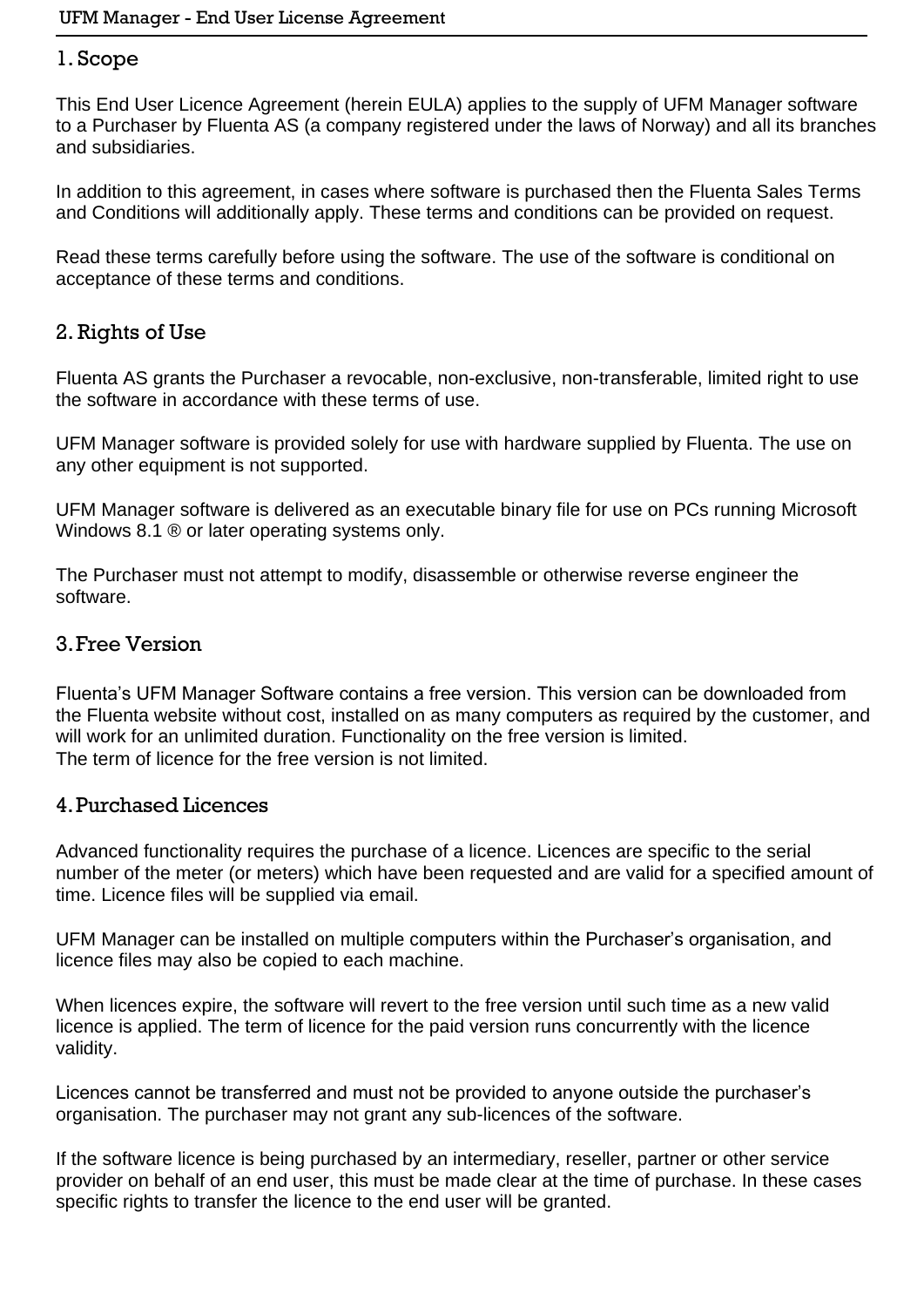## 1. Scope

This End User Licence Agreement (herein EULA) applies to the supply of UFM Manager software to a Purchaser by Fluenta AS (a company registered under the laws of Norway) and all its branches and subsidiaries.

In addition to this agreement, in cases where software is purchased then the Fluenta Sales Terms and Conditions will additionally apply. These terms and conditions can be provided on request.

Read these terms carefully before using the software. The use of the software is conditional on acceptance of these terms and conditions.

## 2. Rights of Use

Fluenta AS grants the Purchaser a revocable, non-exclusive, non-transferable, limited right to use the software in accordance with these terms of use.

UFM Manager software is provided solely for use with hardware supplied by Fluenta. The use on any other equipment is not supported.

UFM Manager software is delivered as an executable binary file for use on PCs running Microsoft Windows 8.1 ® or later operating systems only.

The Purchaser must not attempt to modify, disassemble or otherwise reverse engineer the software.

## 3. Free Version

Fluenta's UFM Manager Software contains a free version. This version can be downloaded from the Fluenta website without cost, installed on as many computers as required by the customer, and will work for an unlimited duration. Functionality on the free version is limited.
The term of licence for the free version is not limited.

## 4. Purchased Licences

Advanced functionality requires the purchase of a licence. Licences are specific to the serial number of the meter (or meters) which have been requested and are valid for a specified amount of time. Licence files will be supplied via email.

UFM Manager can be installed on multiple computers within the Purchaser's organisation, and licence files may also be copied to each machine.

When licences expire, the software will revert to the free version until such time as a new valid licence is applied. The term of licence for the paid version runs concurrently with the licence validity.

Licences cannot be transferred and must not be provided to anyone outside the purchaser's organisation. The purchaser may not grant any sub-licences of the software.

If the software licence is being purchased by an intermediary, reseller, partner or other service provider on behalf of an end user, this must be made clear at the time of purchase. In these cases specific rights to transfer the licence to the end user will be granted.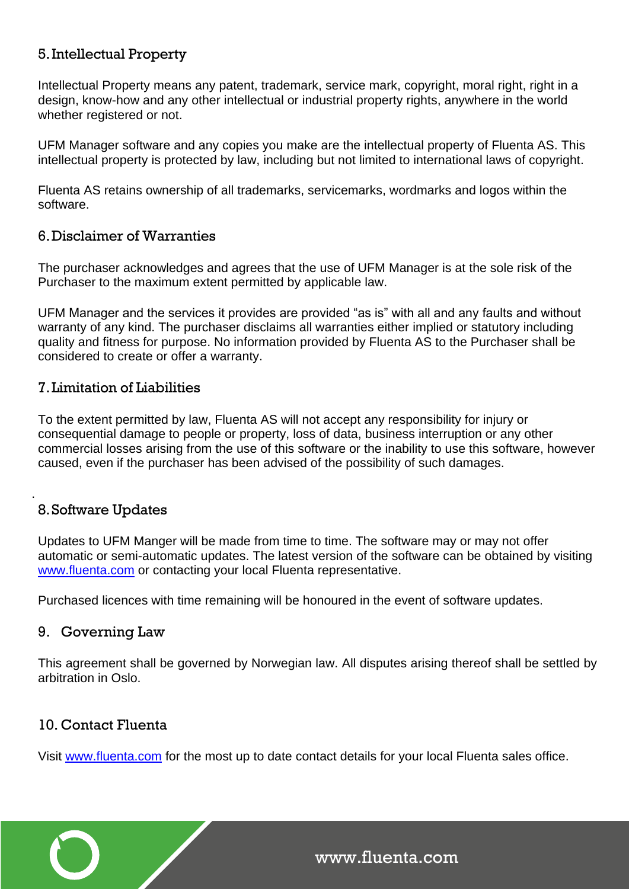## 5. Intellectual Property

Intellectual Property means any patent, trademark, service mark, copyright, moral right, right in a design, know-how and any other intellectual or industrial property rights, anywhere in the world whether registered or not.

UFM Manager software and any copies you make are the intellectual property of Fluenta AS. This intellectual property is protected by law, including but not limited to international laws of copyright.

Fluenta AS retains ownership of all trademarks, servicemarks, wordmarks and logos within the software.

## 6. Disclaimer of Warranties

The purchaser acknowledges and agrees that the use of UFM Manager is at the sole risk of the Purchaser to the maximum extent permitted by applicable law.

UFM Manager and the services it provides are provided "as is" with all and any faults and without warranty of any kind. The purchaser disclaims all warranties either implied or statutory including quality and fitness for purpose. No information provided by Fluenta AS to the Purchaser shall be considered to create or offer a warranty.

## 7. Limitation of Liabilities

To the extent permitted by law, Fluenta AS will not accept any responsibility for injury or consequential damage to people or property, loss of data, business interruption or any other commercial losses arising from the use of this software or the inability to use this software, however caused, even if the purchaser has been advised of the possibility of such damages.

## 8. Software Updates

Updates to UFM Manger will be made from time to time. The software may or may not offer automatic or semi-automatic updates. The latest version of the software can be obtained by visiting www.fluenta.com or contacting your local Fluenta representative.

Purchased licences with time remaining will be honoured in the event of software updates.

## 9. Governing Law

This agreement shall be governed by Norwegian law. All disputes arising thereof shall be settled by arbitration in Oslo.

## 10. Contact Fluenta

Visit www.fluenta.com for the most up to date contact details for your local Fluenta sales office.